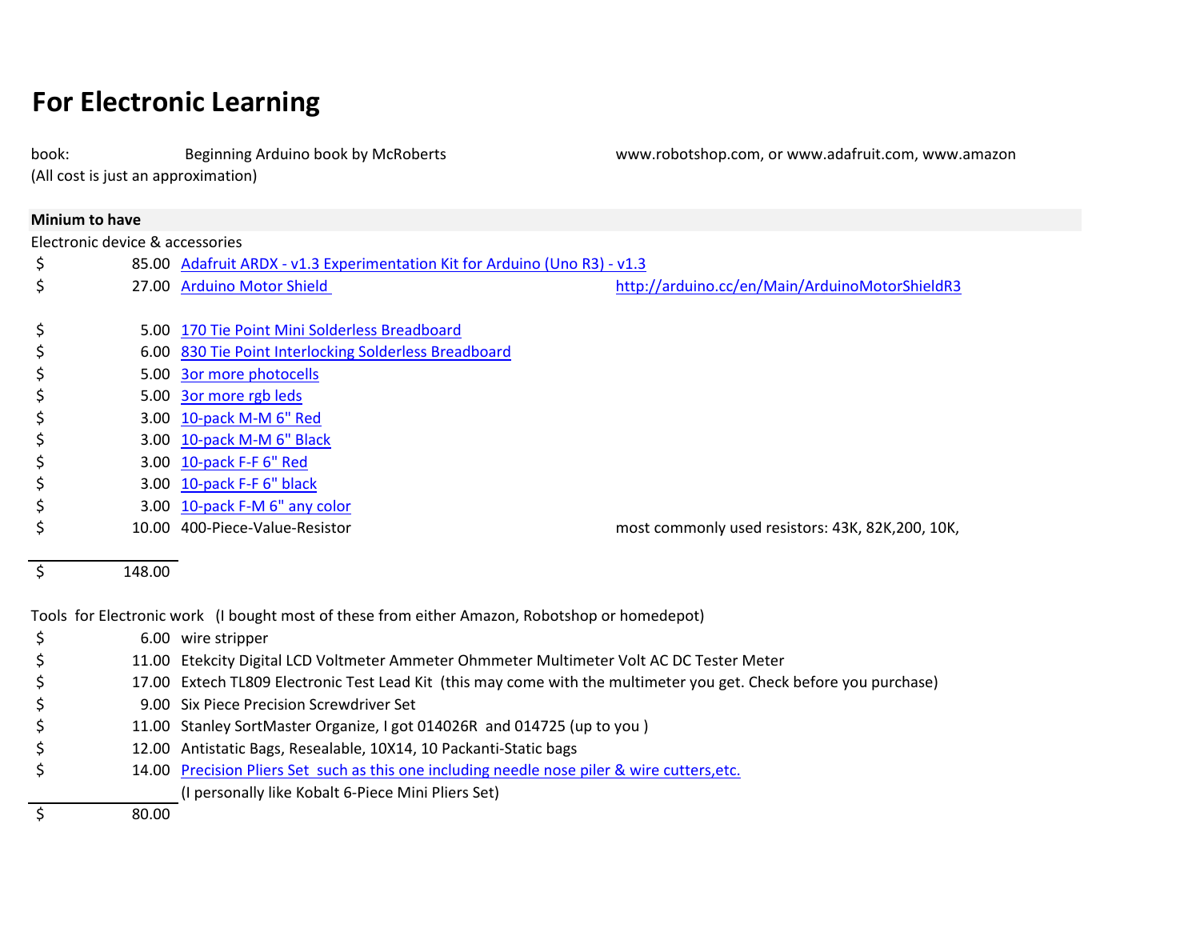# For Electronic Learning

book: Beginning Arduino book by McRoberts — www.robotshop.com, or www.adafruit.com, www.amazon

(All cost is just an approximation)

**Minium to have**

Electronic device & accessories

| Cost | Item | Notes |
|---|---|---|
| $ 85.00 | Adafruit ARDX - v1.3 Experimentation Kit for Arduino (Uno R3) - v1.3 | |
| $ 27.00 | Arduino Motor Shield | http://arduino.cc/en/Main/ArduinoMotorShieldR3 |
| $ 5.00 | 170 Tie Point Mini Solderless Breadboard | |
| $ 6.00 | 830 Tie Point Interlocking Solderless Breadboard | |
| $ 5.00 | 3or more photocells | |
| $ 5.00 | 3or more rgb leds | |
| $ 3.00 | 10-pack M-M 6" Red | |
| $ 3.00 | 10-pack M-M 6" Black | |
| $ 3.00 | 10-pack F-F 6" Red | |
| $ 3.00 | 10-pack F-F 6" black | |
| $ 3.00 | 10-pack F-M 6" any color | |
| $ 10.00 | 400-Piece-Value-Resistor | most commonly used resistors: 43K, 82K,200, 10K, |
| **$ 148.00** | | |

Tools for Electronic work (I bought most of these from either Amazon, Robotshop or homedepot)

| Cost | Item |
|---|---|
| $ 6.00 | wire stripper |
| $ 11.00 | Etekcity Digital LCD Voltmeter Ammeter Ohmmeter Multimeter Volt AC DC Tester Meter |
| $ 17.00 | Extech TL809 Electronic Test Lead Kit (this may come with the multimeter you get. Check before you purchase) |
| $ 9.00 | Six Piece Precision Screwdriver Set |
| $ 11.00 | Stanley SortMaster Organize, I got 014026R and 014725 (up to you ) |
| $ 12.00 | Antistatic Bags, Resealable, 10X14, 10 Packanti-Static bags |
| $ 14.00 | Precision Pliers Set such as this one including needle nose piler & wire cutters,etc. (I personally like Kobalt 6-Piece Mini Pliers Set) |
| **$ 80.00** | |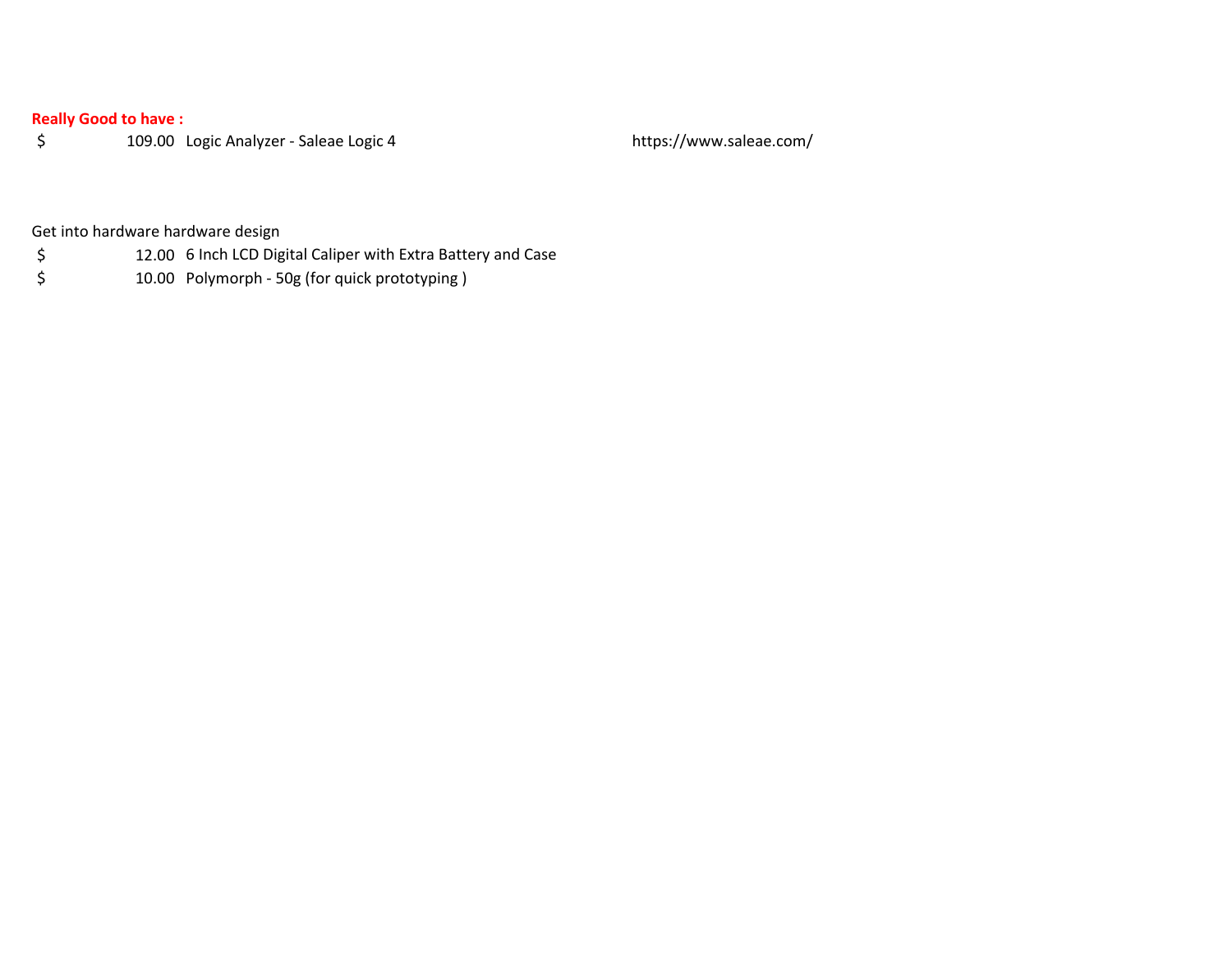**Really Good to have :**

| | | | |
|---|---|---|---|
| $ | 109.00 | Logic Analyzer - Saleae Logic 4 | https://www.saleae.com/ |

Get into hardware hardware design

| | | |
|---|---|---|
| $ | 12.00 | 6 Inch LCD Digital Caliper with Extra Battery and Case |
| $ | 10.00 | Polymorph - 50g (for quick prototyping ) |